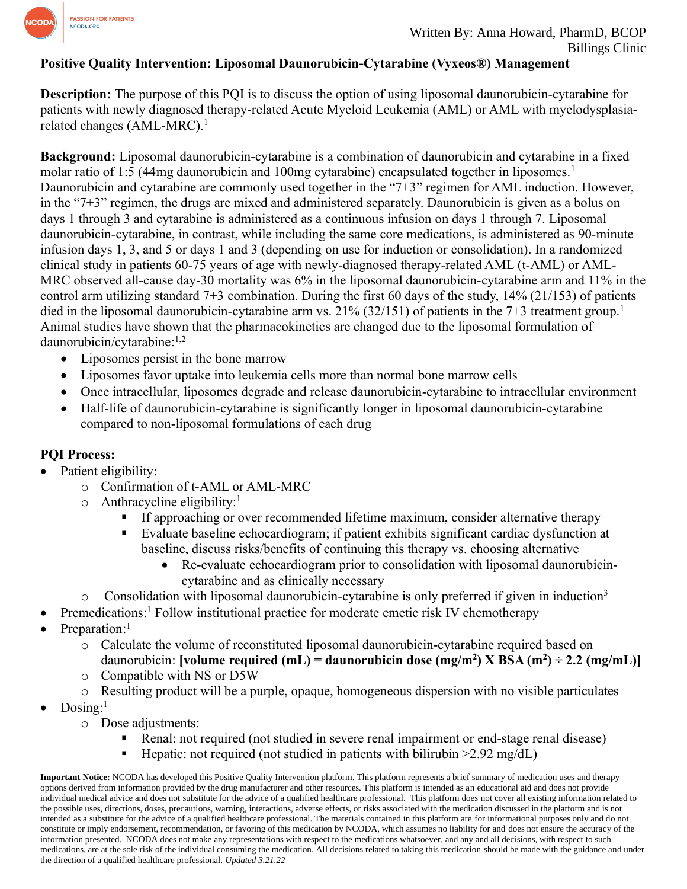Written By: Anna Howard, PharmD, BCOP
Billings Clinic

# Positive Quality Intervention: Liposomal Daunorubicin-Cytarabine (Vyxeos®) Management

**Description:** The purpose of this PQI is to discuss the option of using liposomal daunorubicin-cytarabine for patients with newly diagnosed therapy-related Acute Myeloid Leukemia (AML) or AML with myelodysplasia-related changes (AML-MRC).[1]

**Background:** Liposomal daunorubicin-cytarabine is a combination of daunorubicin and cytarabine in a fixed molar ratio of 1:5 (44mg daunorubicin and 100mg cytarabine) encapsulated together in liposomes.[1] Daunorubicin and cytarabine are commonly used together in the "7+3" regimen for AML induction. However, in the "7+3" regimen, the drugs are mixed and administered separately. Daunorubicin is given as a bolus on days 1 through 3 and cytarabine is administered as a continuous infusion on days 1 through 7. Liposomal daunorubicin-cytarabine, in contrast, while including the same core medications, is administered as 90-minute infusion days 1, 3, and 5 or days 1 and 3 (depending on use for induction or consolidation). In a randomized clinical study in patients 60-75 years of age with newly-diagnosed therapy-related AML (t-AML) or AML-MRC observed all-cause day-30 mortality was 6% in the liposomal daunorubicin-cytarabine arm and 11% in the control arm utilizing standard 7+3 combination. During the first 60 days of the study, 14% (21/153) of patients died in the liposomal daunorubicin-cytarabine arm vs. 21% (32/151) of patients in the 7+3 treatment group.[1] Animal studies have shown that the pharmacokinetics are changed due to the liposomal formulation of daunorubicin/cytarabine:[1,2]

- Liposomes persist in the bone marrow
- Liposomes favor uptake into leukemia cells more than normal bone marrow cells
- Once intracellular, liposomes degrade and release daunorubicin-cytarabine to intracellular environment
- Half-life of daunorubicin-cytarabine is significantly longer in liposomal daunorubicin-cytarabine compared to non-liposomal formulations of each drug

**PQI Process:**

- Patient eligibility:
  - Confirmation of t-AML or AML-MRC
  - Anthracycline eligibility:[1]
    - If approaching or over recommended lifetime maximum, consider alternative therapy
    - Evaluate baseline echocardiogram; if patient exhibits significant cardiac dysfunction at baseline, discuss risks/benefits of continuing this therapy vs. choosing alternative
      - Re-evaluate echocardiogram prior to consolidation with liposomal daunorubicin-cytarabine and as clinically necessary
  - Consolidation with liposomal daunorubicin-cytarabine is only preferred if given in induction[3]
- Premedications:[1] Follow institutional practice for moderate emetic risk IV chemotherapy
- Preparation:[1]
  - Calculate the volume of reconstituted liposomal daunorubicin-cytarabine required based on daunorubicin: **[volume required (mL) = daunorubicin dose (mg/m$^2$) X BSA (m$^2$) ÷ 2.2 (mg/mL)]**
  - Compatible with NS or D5W
  - Resulting product will be a purple, opaque, homogeneous dispersion with no visible particulates
- Dosing:[1]
  - Dose adjustments:
    - Renal: not required (not studied in severe renal impairment or end-stage renal disease)
    - Hepatic: not required (not studied in patients with bilirubin >2.92 mg/dL)

**Important Notice:** NCODA has developed this Positive Quality Intervention platform. This platform represents a brief summary of medication uses and therapy options derived from information provided by the drug manufacturer and other resources. This platform is intended as an educational aid and does not provide individual medical advice and does not substitute for the advice of a qualified healthcare professional. This platform does not cover all existing information related to the possible uses, directions, doses, precautions, warning, interactions, adverse effects, or risks associated with the medication discussed in the platform and is not intended as a substitute for the advice of a qualified healthcare professional. The materials contained in this platform are for informational purposes only and do not constitute or imply endorsement, recommendation, or favoring of this medication by NCODA, which assumes no liability for and does not ensure the accuracy of the information presented. NCODA does not make any representations with respect to the medications whatsoever, and any and all decisions, with respect to such medications, are at the sole risk of the individual consuming the medication. All decisions related to taking this medication should be made with the guidance and under the direction of a qualified healthcare professional. *Updated 3.21.22*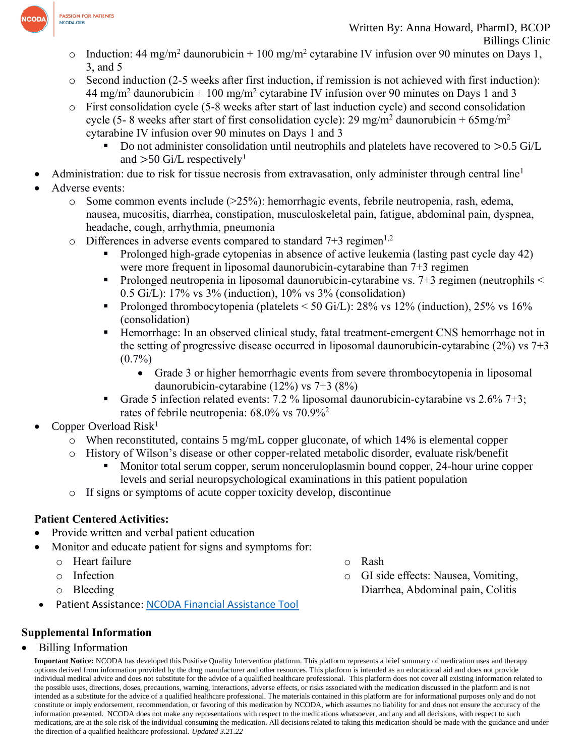- Induction: 44 mg/m$^2$ daunorubicin + 100 mg/m$^2$ cytarabine IV infusion over 90 minutes on Days 1, 3, and 5
  - Second induction (2-5 weeks after first induction, if remission is not achieved with first induction): 44 mg/m$^2$ daunorubicin + 100 mg/m$^2$ cytarabine IV infusion over 90 minutes on Days 1 and 3
  - First consolidation cycle (5-8 weeks after start of last induction cycle) and second consolidation cycle (5- 8 weeks after start of first consolidation cycle): 29 mg/m$^2$ daunorubicin + 65mg/m$^2$ cytarabine IV infusion over 90 minutes on Days 1 and 3
    - Do not administer consolidation until neutrophils and platelets have recovered to >0.5 Gi/L and >50 Gi/L respectively[1]
- Administration: due to risk for tissue necrosis from extravasation, only administer through central line[1]
- Adverse events:
  - Some common events include (>25%): hemorrhagic events, febrile neutropenia, rash, edema, nausea, mucositis, diarrhea, constipation, musculoskeletal pain, fatigue, abdominal pain, dyspnea, headache, cough, arrhythmia, pneumonia
  - Differences in adverse events compared to standard 7+3 regimen[1,2]
    - Prolonged high-grade cytopenias in absence of active leukemia (lasting past cycle day 42) were more frequent in liposomal daunorubicin-cytarabine than 7+3 regimen
    - Prolonged neutropenia in liposomal daunorubicin-cytarabine vs. 7+3 regimen (neutrophils < 0.5 Gi/L): 17% vs 3% (induction), 10% vs 3% (consolidation)
    - Prolonged thrombocytopenia (platelets < 50 Gi/L): 28% vs 12% (induction), 25% vs 16% (consolidation)
    - Hemorrhage: In an observed clinical study, fatal treatment-emergent CNS hemorrhage not in the setting of progressive disease occurred in liposomal daunorubicin-cytarabine (2%) vs 7+3 (0.7%)
      - Grade 3 or higher hemorrhagic events from severe thrombocytopenia in liposomal daunorubicin-cytarabine (12%) vs 7+3 (8%)
    - Grade 5 infection related events: 7.2 % liposomal daunorubicin-cytarabine vs 2.6% 7+3; rates of febrile neutropenia: 68.0% vs 70.9%[2]
- Copper Overload Risk[1]
  - When reconstituted, contains 5 mg/mL copper gluconate, of which 14% is elemental copper
  - History of Wilson's disease or other copper-related metabolic disorder, evaluate risk/benefit
    - Monitor total serum copper, serum nonceruloplasmin bound copper, 24-hour urine copper levels and serial neuropsychological examinations in this patient population
  - If signs or symptoms of acute copper toxicity develop, discontinue

**Patient Centered Activities:**

- Provide written and verbal patient education
- Monitor and educate patient for signs and symptoms for:
  - Heart failure
  - Infection
  - Bleeding
  - Rash
  - GI side effects: Nausea, Vomiting, Diarrhea, Abdominal pain, Colitis
- Patient Assistance: NCODA Financial Assistance Tool

## Supplemental Information

- Billing Information

**Important Notice:** NCODA has developed this Positive Quality Intervention platform. This platform represents a brief summary of medication uses and therapy options derived from information provided by the drug manufacturer and other resources. This platform is intended as an educational aid and does not provide individual medical advice and does not substitute for the advice of a qualified healthcare professional. This platform does not cover all existing information related to the possible uses, directions, doses, precautions, warning, interactions, adverse effects, or risks associated with the medication discussed in the platform and is not intended as a substitute for the advice of a qualified healthcare professional. The materials contained in this platform are for informational purposes only and do not constitute or imply endorsement, recommendation, or favoring of this medication by NCODA, which assumes no liability for and does not ensure the accuracy of the information presented. NCODA does not make any representations with respect to the medications whatsoever, and any and all decisions, with respect to such medications, are at the sole risk of the individual consuming the medication. All decisions related to taking this medication should be made with the guidance and under the direction of a qualified healthcare professional. *Updated 3.21.22*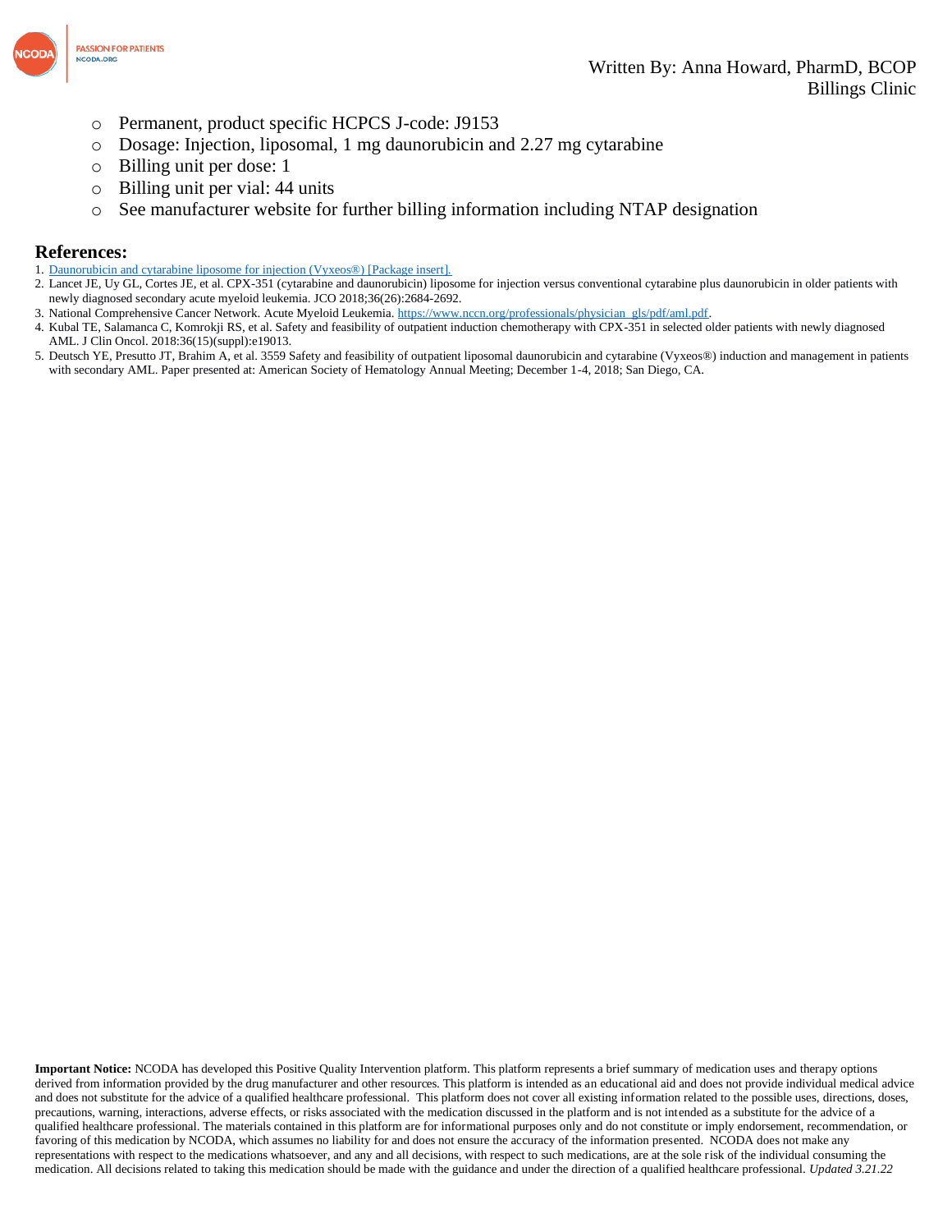- Permanent, product specific HCPCS J-code: J9153
- Dosage: Injection, liposomal, 1 mg daunorubicin and 2.27 mg cytarabine
- Billing unit per dose: 1
- Billing unit per vial: 44 units
- See manufacturer website for further billing information including NTAP designation

## References:

1. Daunorubicin and cytarabine liposome for injection (Vyxeos®) [Package insert].
2. Lancet JE, Uy GL, Cortes JE, et al. CPX-351 (cytarabine and daunorubicin) liposome for injection versus conventional cytarabine plus daunorubicin in older patients with newly diagnosed secondary acute myeloid leukemia. JCO 2018;36(26):2684-2692.
3. National Comprehensive Cancer Network. Acute Myeloid Leukemia. https://www.nccn.org/professionals/physician_gls/pdf/aml.pdf.
4. Kubal TE, Salamanca C, Komrokji RS, et al. Safety and feasibility of outpatient induction chemotherapy with CPX-351 in selected older patients with newly diagnosed AML. J Clin Oncol. 2018:36(15)(suppl):e19013.
5. Deutsch YE, Presutto JT, Brahim A, et al. 3559 Safety and feasibility of outpatient liposomal daunorubicin and cytarabine (Vyxeos®) induction and management in patients with secondary AML. Paper presented at: American Society of Hematology Annual Meeting; December 1-4, 2018; San Diego, CA.

**Important Notice:** NCODA has developed this Positive Quality Intervention platform. This platform represents a brief summary of medication uses and therapy options derived from information provided by the drug manufacturer and other resources. This platform is intended as an educational aid and does not provide individual medical advice and does not substitute for the advice of a qualified healthcare professional. This platform does not cover all existing information related to the possible uses, directions, doses, precautions, warning, interactions, adverse effects, or risks associated with the medication discussed in the platform and is not intended as a substitute for the advice of a qualified healthcare professional. The materials contained in this platform are for informational purposes only and do not constitute or imply endorsement, recommendation, or favoring of this medication by NCODA, which assumes no liability for and does not ensure the accuracy of the information presented. NCODA does not make any representations with respect to the medications whatsoever, and any and all decisions, with respect to such medications, are at the sole risk of the individual consuming the medication. All decisions related to taking this medication should be made with the guidance and under the direction of a qualified healthcare professional. *Updated 3.21.22*